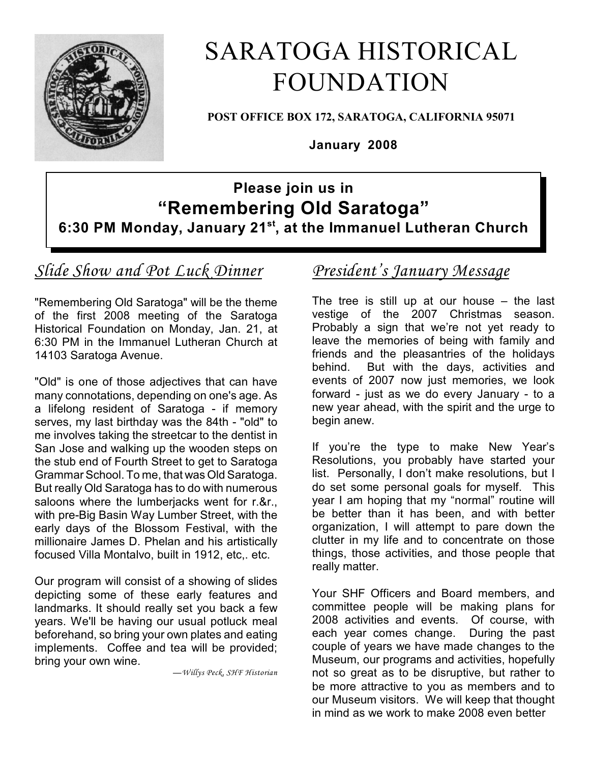# SARATOGA HISTORICAL FOUNDATION

**POST OFFICE BOX 172, SARATOGA, CALIFORNIA 95071**

**January 2008**

**Please join us in**

## "Remembering Old Saratoga"

**6:30 PM Monday, January 21st, at the Immanuel Lutheran Church**

## *Slide Show and Pot Luck Dinner*

"Remembering Old Saratoga" will be the theme of the first 2008 meeting of the Saratoga Historical Foundation on Monday, Jan. 21, at 6:30 PM in the Immanuel Lutheran Church at 14103 Saratoga Avenue.

"Old" is one of those adjectives that can have many connotations, depending on one's age. As a lifelong resident of Saratoga - if memory serves, my last birthday was the 84th - "old" to me involves taking the streetcar to the dentist in San Jose and walking up the wooden steps on the stub end of Fourth Street to get to Saratoga Grammar School. To me, that was Old Saratoga. But really Old Saratoga has to do with numerous saloons where the lumberjacks went for r.&r., with pre-Big Basin Way Lumber Street, with the early days of the Blossom Festival, with the millionaire James D. Phelan and his artistically focused Villa Montalvo, built in 1912, etc,. etc.

Our program will consist of a showing of slides depicting some of these early features and landmarks. It should really set you back a few years. We'll be having our usual potluck meal beforehand, so bring your own plates and eating implements. Coffee and tea will be provided; bring your own wine.

*—Willys Peck, SHF Historian*

## *President's January Message*

The tree is still up at our house – the last vestige of the 2007 Christmas season. Probably a sign that we're not yet ready to leave the memories of being with family and friends and the pleasantries of the holidays behind. But with the days, activities and events of 2007 now just memories, we look forward - just as we do every January - to a new year ahead, with the spirit and the urge to begin anew.

If you're the type to make New Year's Resolutions, you probably have started your list. Personally, I don't make resolutions, but I do set some personal goals for myself. This year I am hoping that my "normal" routine will be better than it has been, and with better organization, I will attempt to pare down the clutter in my life and to concentrate on those things, those activities, and those people that really matter.

Your SHF Officers and Board members, and committee people will be making plans for 2008 activities and events. Of course, with each year comes change. During the past couple of years we have made changes to the Museum, our programs and activities, hopefully not so great as to be disruptive, but rather to be more attractive to you as members and to our Museum visitors. We will keep that thought in mind as we work to make 2008 even better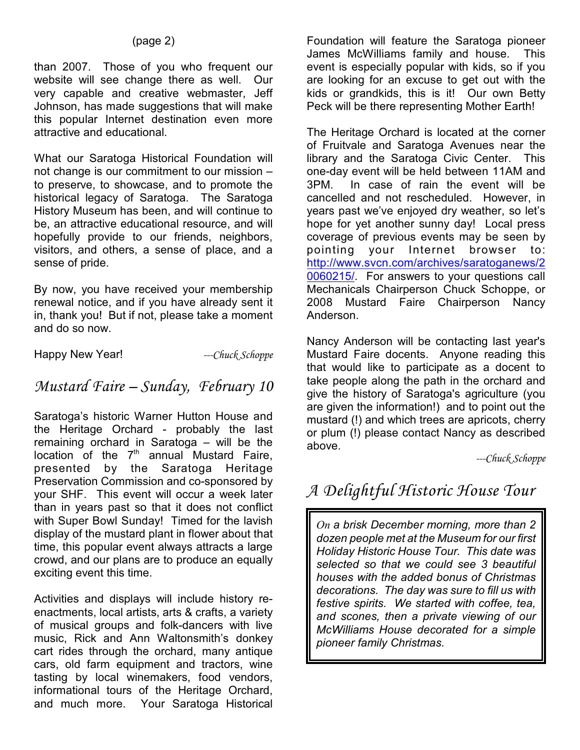than 2007. Those of you who frequent our website will see change there as well. Our very capable and creative webmaster, Jeff Johnson, has made suggestions that will make this popular Internet destination even more attractive and educational.

What our Saratoga Historical Foundation will not change is our commitment to our mission – to preserve, to showcase, and to promote the historical legacy of Saratoga. The Saratoga History Museum has been, and will continue to be, an attractive educational resource, and will hopefully provide to our friends, neighbors, visitors, and others, a sense of place, and a sense of pride.

By now, you have received your membership renewal notice, and if you have already sent it in, thank you! But if not, please take a moment and do so now.

Happy New Year! *---Chuck Schoppe*

## *Mustard Faire – Sunday, February 10*

Saratoga's historic Warner Hutton House and the Heritage Orchard - probably the last remaining orchard in Saratoga – will be the location of the 7th annual Mustard Faire, presented by the Saratoga Heritage Preservation Commission and co-sponsored by your SHF. This event will occur a week later than in years past so that it does not conflict with Super Bowl Sunday! Timed for the lavish display of the mustard plant in flower about that time, this popular event always attracts a large crowd, and our plans are to produce an equally exciting event this time.

Activities and displays will include history re-enactments, local artists, arts & crafts, a variety of musical groups and folk-dancers with live music, Rick and Ann Waltonsmith's donkey cart rides through the orchard, many antique cars, old farm equipment and tractors, wine tasting by local winemakers, food vendors, informational tours of the Heritage Orchard, and much more. Your Saratoga Historical Foundation will feature the Saratoga pioneer James McWilliams family and house. This event is especially popular with kids, so if you are looking for an excuse to get out with the kids or grandkids, this is it! Our own Betty Peck will be there representing Mother Earth!

The Heritage Orchard is located at the corner of Fruitvale and Saratoga Avenues near the library and the Saratoga Civic Center. This one-day event will be held between 11AM and 3PM. In case of rain the event will be cancelled and not rescheduled. However, in years past we've enjoyed dry weather, so let's hope for yet another sunny day! Local press coverage of previous events may be seen by pointing your Internet browser to: http://www.svcn.com/archives/saratoganews/20060215/. For answers to your questions call Mechanicals Chairperson Chuck Schoppe, or 2008 Mustard Faire Chairperson Nancy Anderson.

Nancy Anderson will be contacting last year's Mustard Faire docents. Anyone reading this that would like to participate as a docent to take people along the path in the orchard and give the history of Saratoga's agriculture (you are given the information!) and to point out the mustard (!) and which trees are apricots, cherry or plum (!) please contact Nancy as described above.

*---Chuck Schoppe*

## *A Delightful Historic House Tour*

*On a brisk December morning, more than 2 dozen people met at the Museum for our first Holiday Historic House Tour. This date was selected so that we could see 3 beautiful houses with the added bonus of Christmas decorations. The day was sure to fill us with festive spirits. We started with coffee, tea, and scones, then a private viewing of our McWilliams House decorated for a simple pioneer family Christmas.*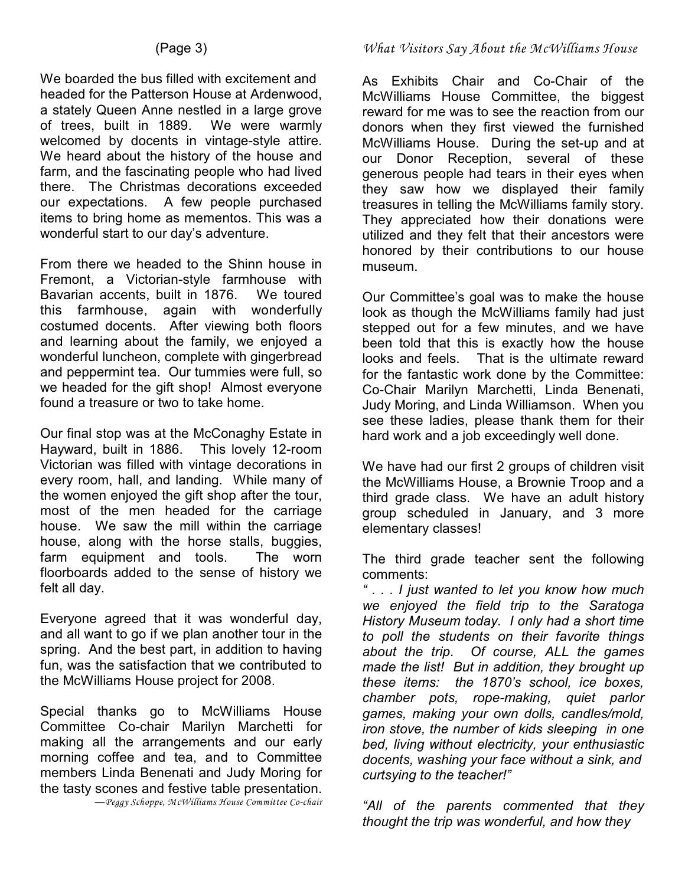We boarded the bus filled with excitement and headed for the Patterson House at Ardenwood, a stately Queen Anne nestled in a large grove of trees, built in 1889. We were warmly welcomed by docents in vintage-style attire. We heard about the history of the house and farm, and the fascinating people who had lived there. The Christmas decorations exceeded our expectations. A few people purchased items to bring home as mementos. This was a wonderful start to our day's adventure.

From there we headed to the Shinn house in Fremont, a Victorian-style farmhouse with Bavarian accents, built in 1876. We toured this farmhouse, again with wonderfully costumed docents. After viewing both floors and learning about the family, we enjoyed a wonderful luncheon, complete with gingerbread and peppermint tea. Our tummies were full, so we headed for the gift shop! Almost everyone found a treasure or two to take home.

Our final stop was at the McConaghy Estate in Hayward, built in 1886. This lovely 12-room Victorian was filled with vintage decorations in every room, hall, and landing. While many of the women enjoyed the gift shop after the tour, most of the men headed for the carriage house. We saw the mill within the carriage house, along with the horse stalls, buggies, farm equipment and tools. The worn floorboards added to the sense of history we felt all day.

Everyone agreed that it was wonderful day, and all want to go if we plan another tour in the spring. And the best part, in addition to having fun, was the satisfaction that we contributed to the McWilliams House project for 2008.

Special thanks go to McWilliams House Committee Co-chair Marilyn Marchetti for making all the arrangements and our early morning coffee and tea, and to Committee members Linda Benenati and Judy Moring for the tasty scones and festive table presentation.

*—Peggy Schoppe, McWilliams House Committee Co-chair*

## *What Visitors Say About the McWilliams House*

As Exhibits Chair and Co-Chair of the McWilliams House Committee, the biggest reward for me was to see the reaction from our donors when they first viewed the furnished McWilliams House. During the set-up and at our Donor Reception, several of these generous people had tears in their eyes when they saw how we displayed their family treasures in telling the McWilliams family story. They appreciated how their donations were utilized and they felt that their ancestors were honored by their contributions to our house museum.

Our Committee's goal was to make the house look as though the McWilliams family had just stepped out for a few minutes, and we have been told that this is exactly how the house looks and feels. That is the ultimate reward for the fantastic work done by the Committee: Co-Chair Marilyn Marchetti, Linda Benenati, Judy Moring, and Linda Williamson. When you see these ladies, please thank them for their hard work and a job exceedingly well done.

We have had our first 2 groups of children visit the McWilliams House, a Brownie Troop and a third grade class. We have an adult history group scheduled in January, and 3 more elementary classes!

The third grade teacher sent the following comments:

*" . . . I just wanted to let you know how much we enjoyed the field trip to the Saratoga History Museum today. I only had a short time to poll the students on their favorite things about the trip. Of course, ALL the games made the list! But in addition, they brought up these items: the 1870's school, ice boxes, chamber pots, rope-making, quiet parlor games, making your own dolls, candles/mold, iron stove, the number of kids sleeping in one bed, living without electricity, your enthusiastic docents, washing your face without a sink, and curtsying to the teacher!"*

*"All of the parents commented that they thought the trip was wonderful, and how they*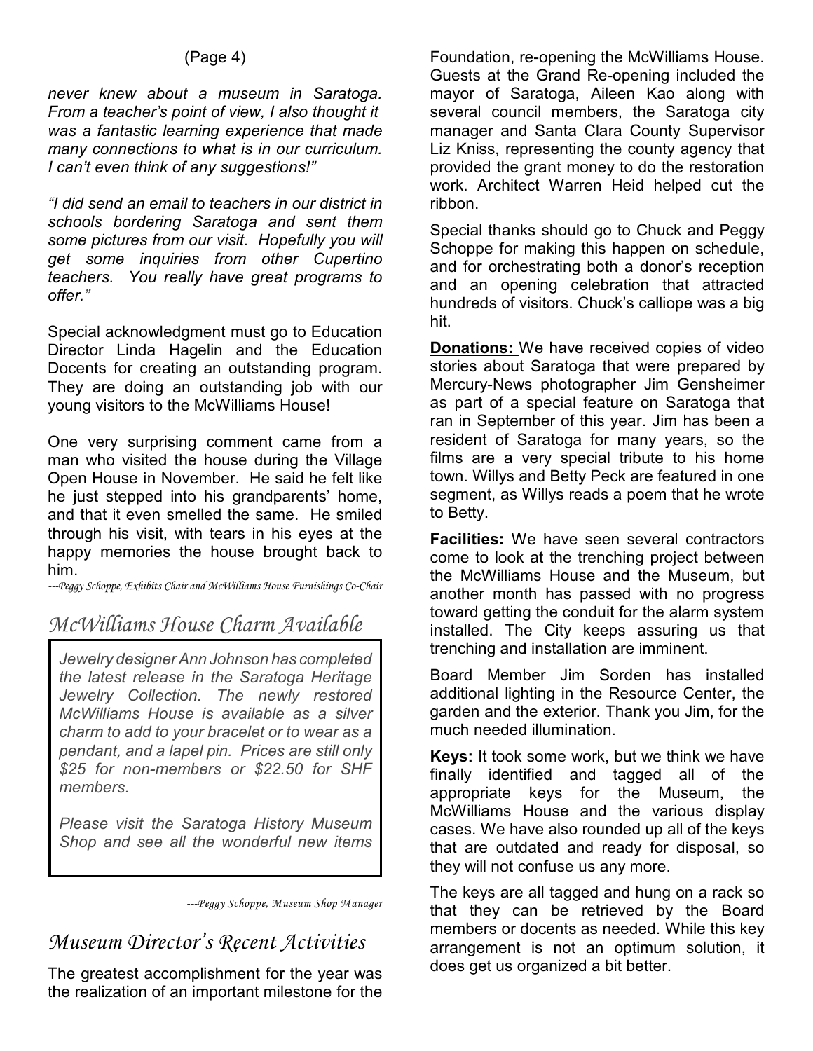*never knew about a museum in Saratoga. From a teacher's point of view, I also thought it was a fantastic learning experience that made many connections to what is in our curriculum. I can't even think of any suggestions!"*

*"I did send an email to teachers in our district in schools bordering Saratoga and sent them some pictures from our visit. Hopefully you will get some inquiries from other Cupertino teachers. You really have great programs to offer."*

Special acknowledgment must go to Education Director Linda Hagelin and the Education Docents for creating an outstanding program. They are doing an outstanding job with our young visitors to the McWilliams House!

One very surprising comment came from a man who visited the house during the Village Open House in November. He said he felt like he just stepped into his grandparents' home, and that it even smelled the same. He smiled through his visit, with tears in his eyes at the happy memories the house brought back to him.

*---Peggy Schoppe, Exhibits Chair and McWilliams House Furnishings Co-Chair*

## McWilliams House Charm Available

*Jewelry designer Ann Johnson has completed the latest release in the Saratoga Heritage Jewelry Collection. The newly restored McWilliams House is available as a silver charm to add to your bracelet or to wear as a pendant, and a lapel pin. Prices are still only $25 for non-members or $22.50 for SHF members.*

*Please visit the Saratoga History Museum Shop and see all the wonderful new items*

*---Peggy Schoppe, Museum Shop Manager*

## Museum Director's Recent Activities

The greatest accomplishment for the year was the realization of an important milestone for the Foundation, re-opening the McWilliams House. Guests at the Grand Re-opening included the mayor of Saratoga, Aileen Kao along with several council members, the Saratoga city manager and Santa Clara County Supervisor Liz Kniss, representing the county agency that provided the grant money to do the restoration work. Architect Warren Heid helped cut the ribbon.

Special thanks should go to Chuck and Peggy Schoppe for making this happen on schedule, and for orchestrating both a donor's reception and an opening celebration that attracted hundreds of visitors. Chuck's calliope was a big hit.

**Donations:** We have received copies of video stories about Saratoga that were prepared by Mercury-News photographer Jim Gensheimer as part of a special feature on Saratoga that ran in September of this year. Jim has been a resident of Saratoga for many years, so the films are a very special tribute to his home town. Willys and Betty Peck are featured in one segment, as Willys reads a poem that he wrote to Betty.

**Facilities:** We have seen several contractors come to look at the trenching project between the McWilliams House and the Museum, but another month has passed with no progress toward getting the conduit for the alarm system installed. The City keeps assuring us that trenching and installation are imminent.

Board Member Jim Sorden has installed additional lighting in the Resource Center, the garden and the exterior. Thank you Jim, for the much needed illumination.

**Keys:** It took some work, but we think we have finally identified and tagged all of the appropriate keys for the Museum, the McWilliams House and the various display cases. We have also rounded up all of the keys that are outdated and ready for disposal, so they will not confuse us any more.

The keys are all tagged and hung on a rack so that they can be retrieved by the Board members or docents as needed. While this key arrangement is not an optimum solution, it does get us organized a bit better.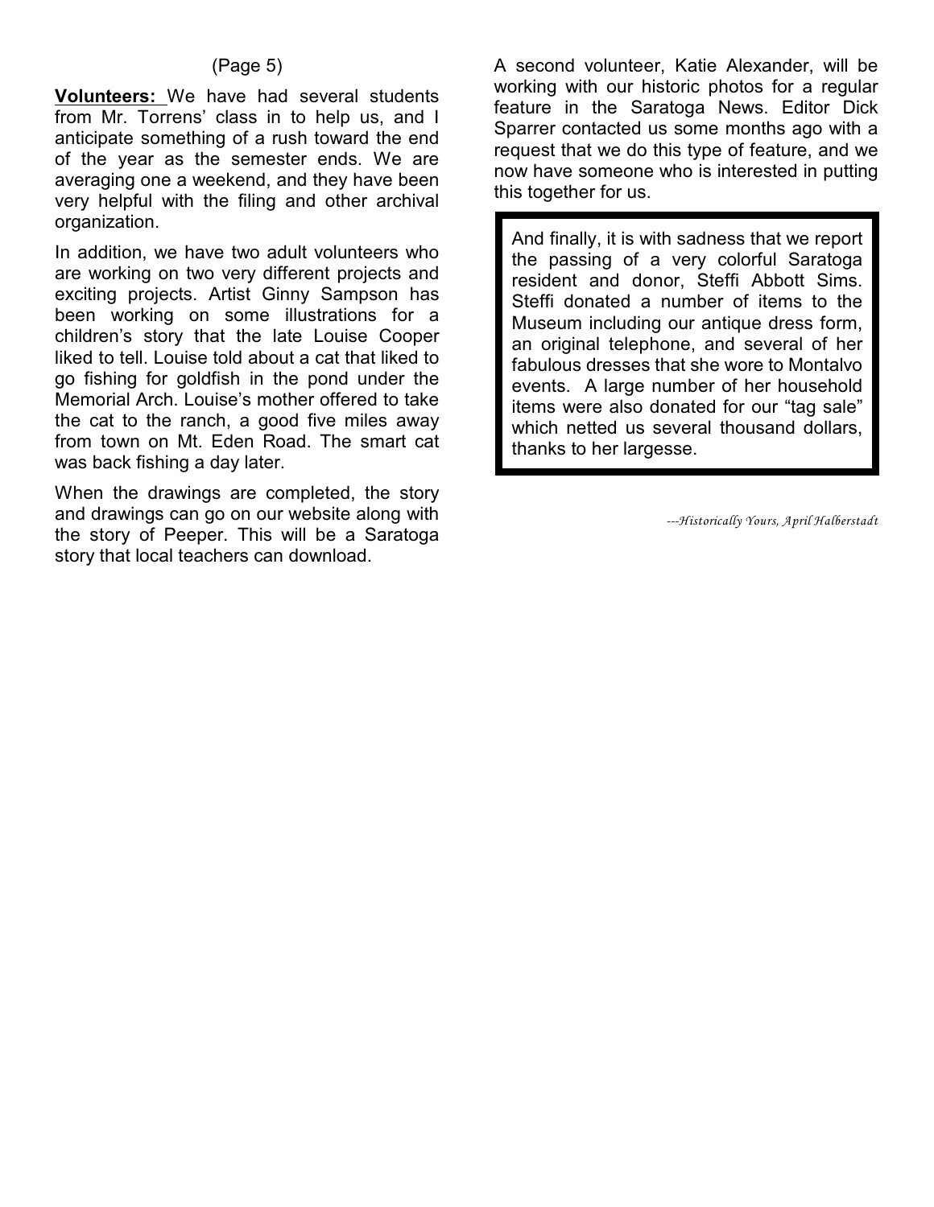**Volunteers:** We have had several students from Mr. Torrens' class in to help us, and I anticipate something of a rush toward the end of the year as the semester ends. We are averaging one a weekend, and they have been very helpful with the filing and other archival organization.

In addition, we have two adult volunteers who are working on two very different projects and exciting projects. Artist Ginny Sampson has been working on some illustrations for a children's story that the late Louise Cooper liked to tell. Louise told about a cat that liked to go fishing for goldfish in the pond under the Memorial Arch. Louise's mother offered to take the cat to the ranch, a good five miles away from town on Mt. Eden Road. The smart cat was back fishing a day later.

When the drawings are completed, the story and drawings can go on our website along with the story of Peeper. This will be a Saratoga story that local teachers can download.

A second volunteer, Katie Alexander, will be working with our historic photos for a regular feature in the Saratoga News. Editor Dick Sparrer contacted us some months ago with a request that we do this type of feature, and we now have someone who is interested in putting this together for us.

And finally, it is with sadness that we report the passing of a very colorful Saratoga resident and donor, Steffi Abbott Sims. Steffi donated a number of items to the Museum including our antique dress form, an original telephone, and several of her fabulous dresses that she wore to Montalvo events. A large number of her household items were also donated for our "tag sale" which netted us several thousand dollars, thanks to her largesse.

*---Historically Yours, April Halberstadt*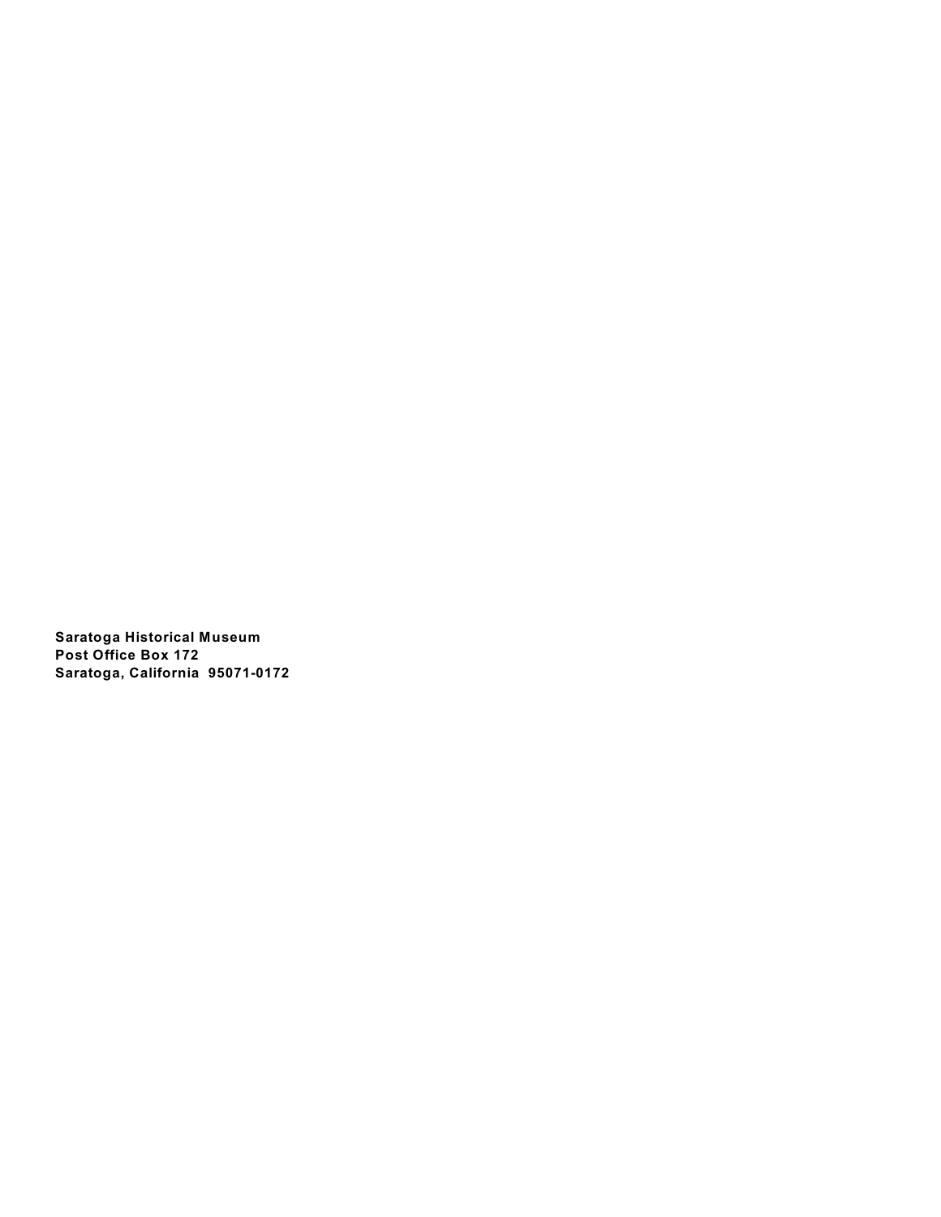**Saratoga Historical Museum**
**Post Office Box 172**
**Saratoga, California 95071-0172**